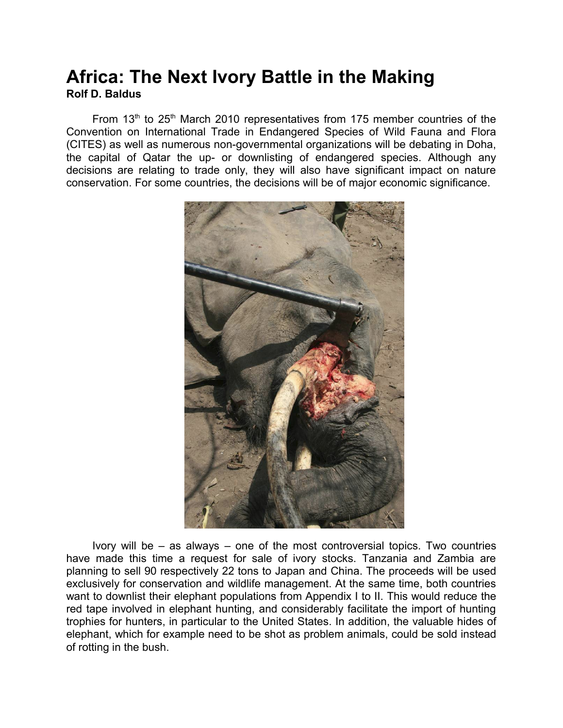# Africa: The Next Ivory Battle in the Making

**Rolf D. Baldus**

From 13th to 25th March 2010 representatives from 175 member countries of the Convention on International Trade in Endangered Species of Wild Fauna and Flora (CITES) as well as numerous non-governmental organizations will be debating in Doha, the capital of Qatar the up- or downlisting of endangered species. Although any decisions are relating to trade only, they will also have significant impact on nature conservation. For some countries, the decisions will be of major economic significance.

Ivory will be – as always – one of the most controversial topics. Two countries have made this time a request for sale of ivory stocks. Tanzania and Zambia are planning to sell 90 respectively 22 tons to Japan and China. The proceeds will be used exclusively for conservation and wildlife management. At the same time, both countries want to downlist their elephant populations from Appendix I to II. This would reduce the red tape involved in elephant hunting, and considerably facilitate the import of hunting trophies for hunters, in particular to the United States. In addition, the valuable hides of elephant, which for example need to be shot as problem animals, could be sold instead of rotting in the bush.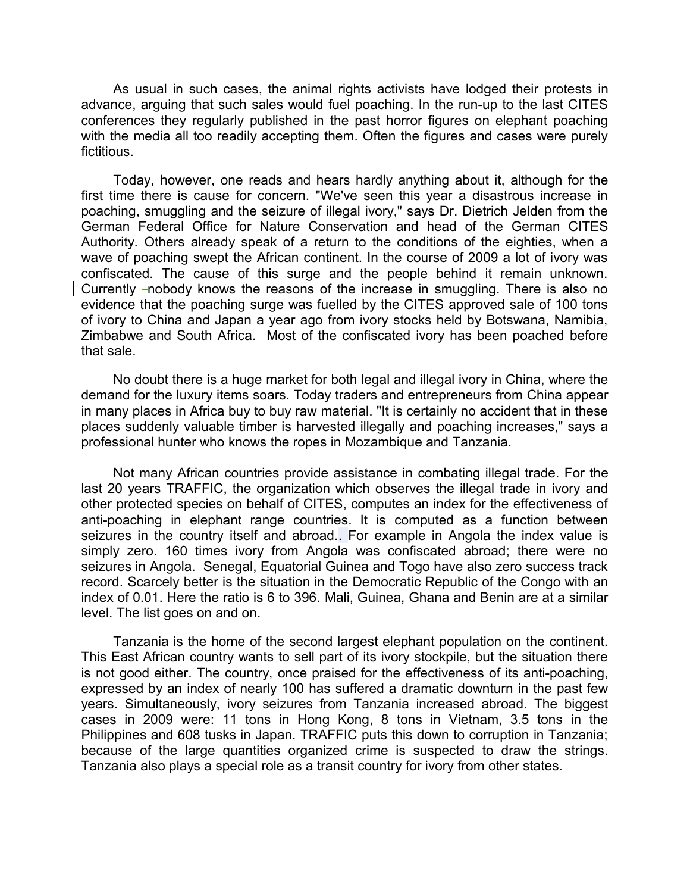As usual in such cases, the animal rights activists have lodged their protests in advance, arguing that such sales would fuel poaching. In the run-up to the last CITES conferences they regularly published in the past horror figures on elephant poaching with the media all too readily accepting them. Often the figures and cases were purely fictitious.

Today, however, one reads and hears hardly anything about it, although for the first time there is cause for concern. "We've seen this year a disastrous increase in poaching, smuggling and the seizure of illegal ivory," says Dr. Dietrich Jelden from the German Federal Office for Nature Conservation and head of the German CITES Authority. Others already speak of a return to the conditions of the eighties, when a wave of poaching swept the African continent. In the course of 2009 a lot of ivory was confiscated. The cause of this surge and the people behind it remain unknown. Currently nobody knows the reasons of the increase in smuggling. There is also no evidence that the poaching surge was fuelled by the CITES approved sale of 100 tons of ivory to China and Japan a year ago from ivory stocks held by Botswana, Namibia, Zimbabwe and South Africa. Most of the confiscated ivory has been poached before that sale.

No doubt there is a huge market for both legal and illegal ivory in China, where the demand for the luxury items soars. Today traders and entrepreneurs from China appear in many places in Africa buy to buy raw material. "It is certainly no accident that in these places suddenly valuable timber is harvested illegally and poaching increases," says a professional hunter who knows the ropes in Mozambique and Tanzania.

Not many African countries provide assistance in combating illegal trade. For the last 20 years TRAFFIC, the organization which observes the illegal trade in ivory and other protected species on behalf of CITES, computes an index for the effectiveness of anti-poaching in elephant range countries. It is computed as a function between seizures in the country itself and abroad.. For example in Angola the index value is simply zero. 160 times ivory from Angola was confiscated abroad; there were no seizures in Angola. Senegal, Equatorial Guinea and Togo have also zero success track record. Scarcely better is the situation in the Democratic Republic of the Congo with an index of 0.01. Here the ratio is 6 to 396. Mali, Guinea, Ghana and Benin are at a similar level. The list goes on and on.

Tanzania is the home of the second largest elephant population on the continent. This East African country wants to sell part of its ivory stockpile, but the situation there is not good either. The country, once praised for the effectiveness of its anti-poaching, expressed by an index of nearly 100 has suffered a dramatic downturn in the past few years. Simultaneously, ivory seizures from Tanzania increased abroad. The biggest cases in 2009 were: 11 tons in Hong Kong, 8 tons in Vietnam, 3.5 tons in the Philippines and 608 tusks in Japan. TRAFFIC puts this down to corruption in Tanzania; because of the large quantities organized crime is suspected to draw the strings. Tanzania also plays a special role as a transit country for ivory from other states.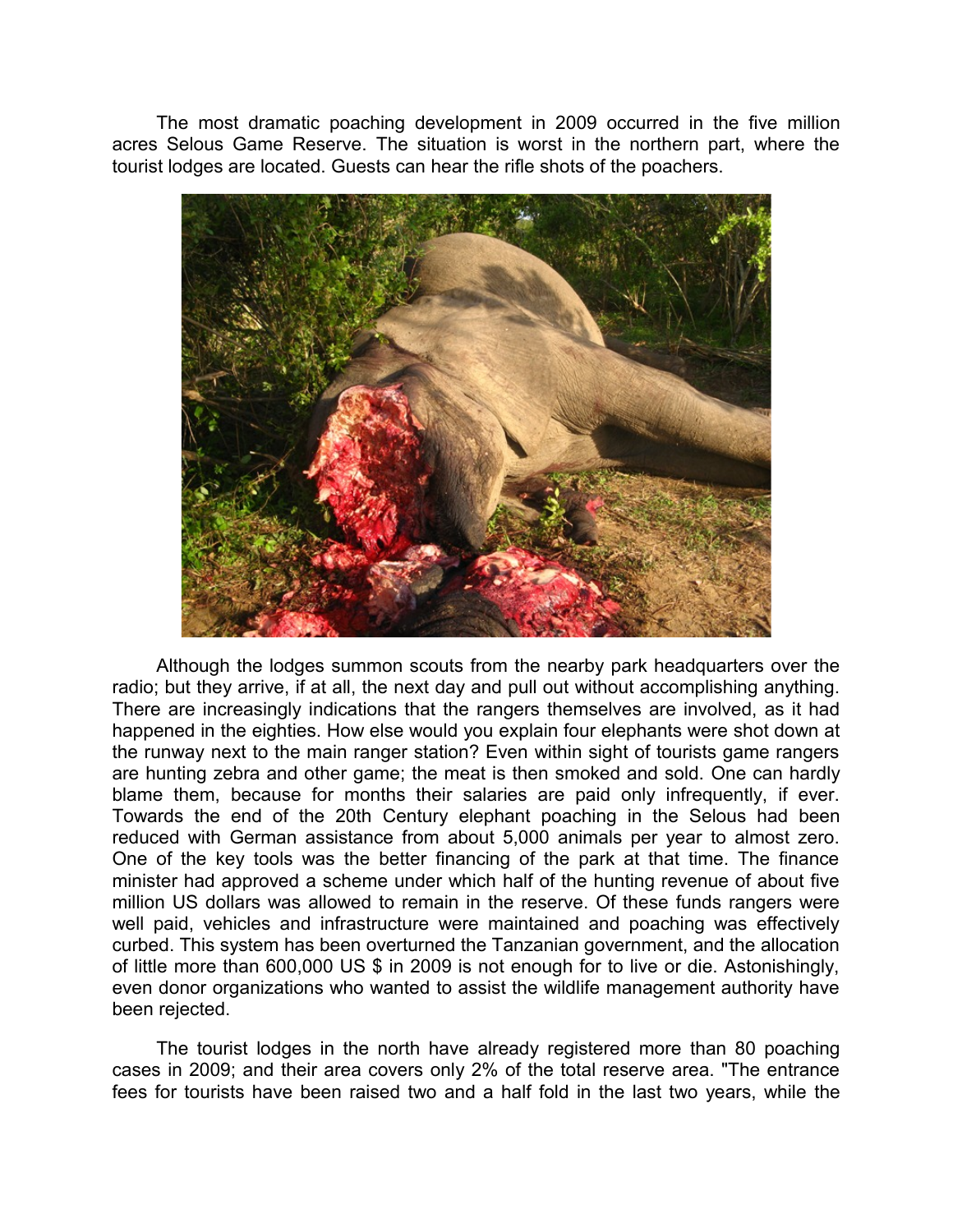The most dramatic poaching development in 2009 occurred in the five million acres Selous Game Reserve. The situation is worst in the northern part, where the tourist lodges are located. Guests can hear the rifle shots of the poachers.

Although the lodges summon scouts from the nearby park headquarters over the radio; but they arrive, if at all, the next day and pull out without accomplishing anything. There are increasingly indications that the rangers themselves are involved, as it had happened in the eighties. How else would you explain four elephants were shot down at the runway next to the main ranger station? Even within sight of tourists game rangers are hunting zebra and other game; the meat is then smoked and sold. One can hardly blame them, because for months their salaries are paid only infrequently, if ever. Towards the end of the 20th Century elephant poaching in the Selous had been reduced with German assistance from about 5,000 animals per year to almost zero. One of the key tools was the better financing of the park at that time. The finance minister had approved a scheme under which half of the hunting revenue of about five million US dollars was allowed to remain in the reserve. Of these funds rangers were well paid, vehicles and infrastructure were maintained and poaching was effectively curbed. This system has been overturned the Tanzanian government, and the allocation of little more than 600,000 US $ in 2009 is not enough for to live or die. Astonishingly, even donor organizations who wanted to assist the wildlife management authority have been rejected.

The tourist lodges in the north have already registered more than 80 poaching cases in 2009; and their area covers only 2% of the total reserve area. "The entrance fees for tourists have been raised two and a half fold in the last two years, while the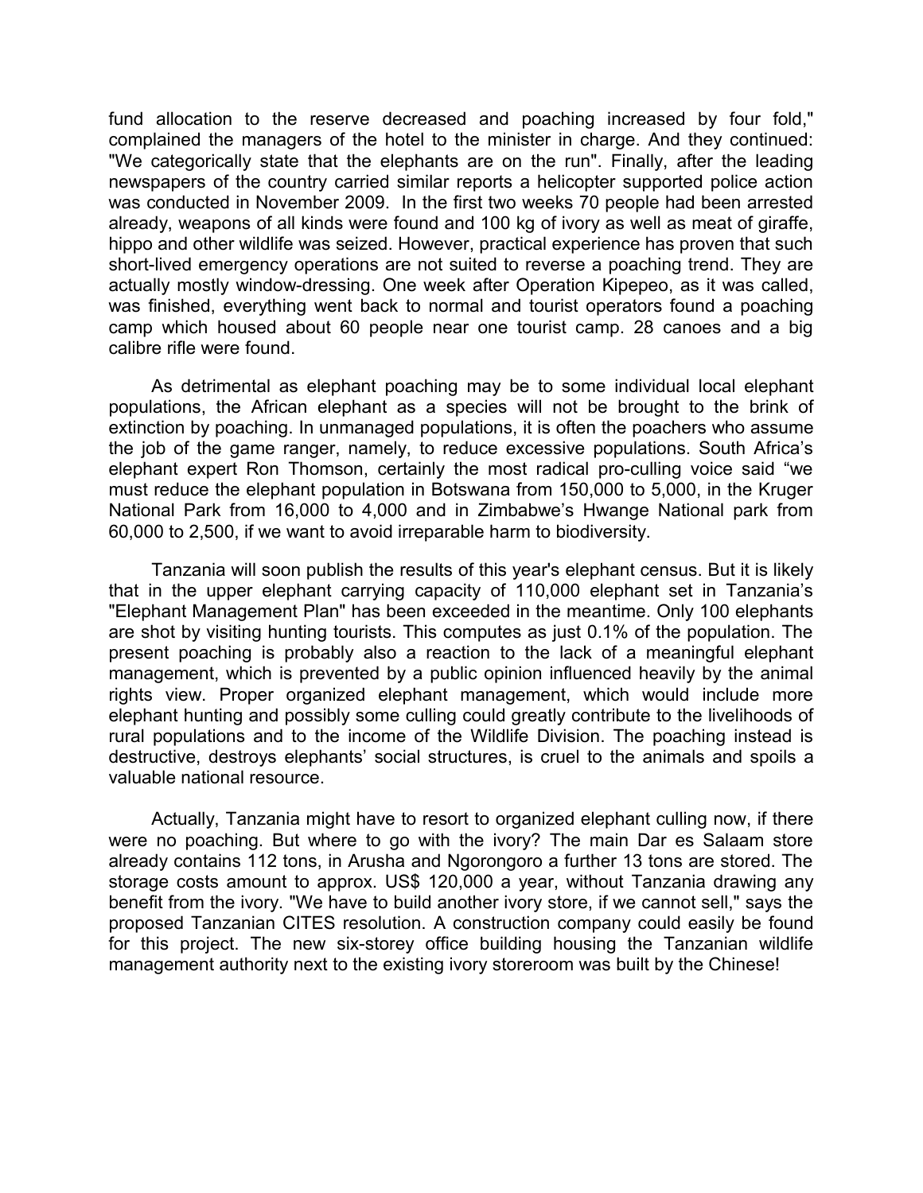fund allocation to the reserve decreased and poaching increased by four fold," complained the managers of the hotel to the minister in charge. And they continued: "We categorically state that the elephants are on the run". Finally, after the leading newspapers of the country carried similar reports a helicopter supported police action was conducted in November 2009. In the first two weeks 70 people had been arrested already, weapons of all kinds were found and 100 kg of ivory as well as meat of giraffe, hippo and other wildlife was seized. However, practical experience has proven that such short-lived emergency operations are not suited to reverse a poaching trend. They are actually mostly window-dressing. One week after Operation Kipepeo, as it was called, was finished, everything went back to normal and tourist operators found a poaching camp which housed about 60 people near one tourist camp. 28 canoes and a big calibre rifle were found.

As detrimental as elephant poaching may be to some individual local elephant populations, the African elephant as a species will not be brought to the brink of extinction by poaching. In unmanaged populations, it is often the poachers who assume the job of the game ranger, namely, to reduce excessive populations. South Africa's elephant expert Ron Thomson, certainly the most radical pro-culling voice said "we must reduce the elephant population in Botswana from 150,000 to 5,000, in the Kruger National Park from 16,000 to 4,000 and in Zimbabwe's Hwange National park from 60,000 to 2,500, if we want to avoid irreparable harm to biodiversity.

Tanzania will soon publish the results of this year's elephant census. But it is likely that in the upper elephant carrying capacity of 110,000 elephant set in Tanzania's "Elephant Management Plan" has been exceeded in the meantime. Only 100 elephants are shot by visiting hunting tourists. This computes as just 0.1% of the population. The present poaching is probably also a reaction to the lack of a meaningful elephant management, which is prevented by a public opinion influenced heavily by the animal rights view. Proper organized elephant management, which would include more elephant hunting and possibly some culling could greatly contribute to the livelihoods of rural populations and to the income of the Wildlife Division. The poaching instead is destructive, destroys elephants' social structures, is cruel to the animals and spoils a valuable national resource.

Actually, Tanzania might have to resort to organized elephant culling now, if there were no poaching. But where to go with the ivory? The main Dar es Salaam store already contains 112 tons, in Arusha and Ngorongoro a further 13 tons are stored. The storage costs amount to approx. US$ 120,000 a year, without Tanzania drawing any benefit from the ivory. "We have to build another ivory store, if we cannot sell," says the proposed Tanzanian CITES resolution. A construction company could easily be found for this project. The new six-storey office building housing the Tanzanian wildlife management authority next to the existing ivory storeroom was built by the Chinese!